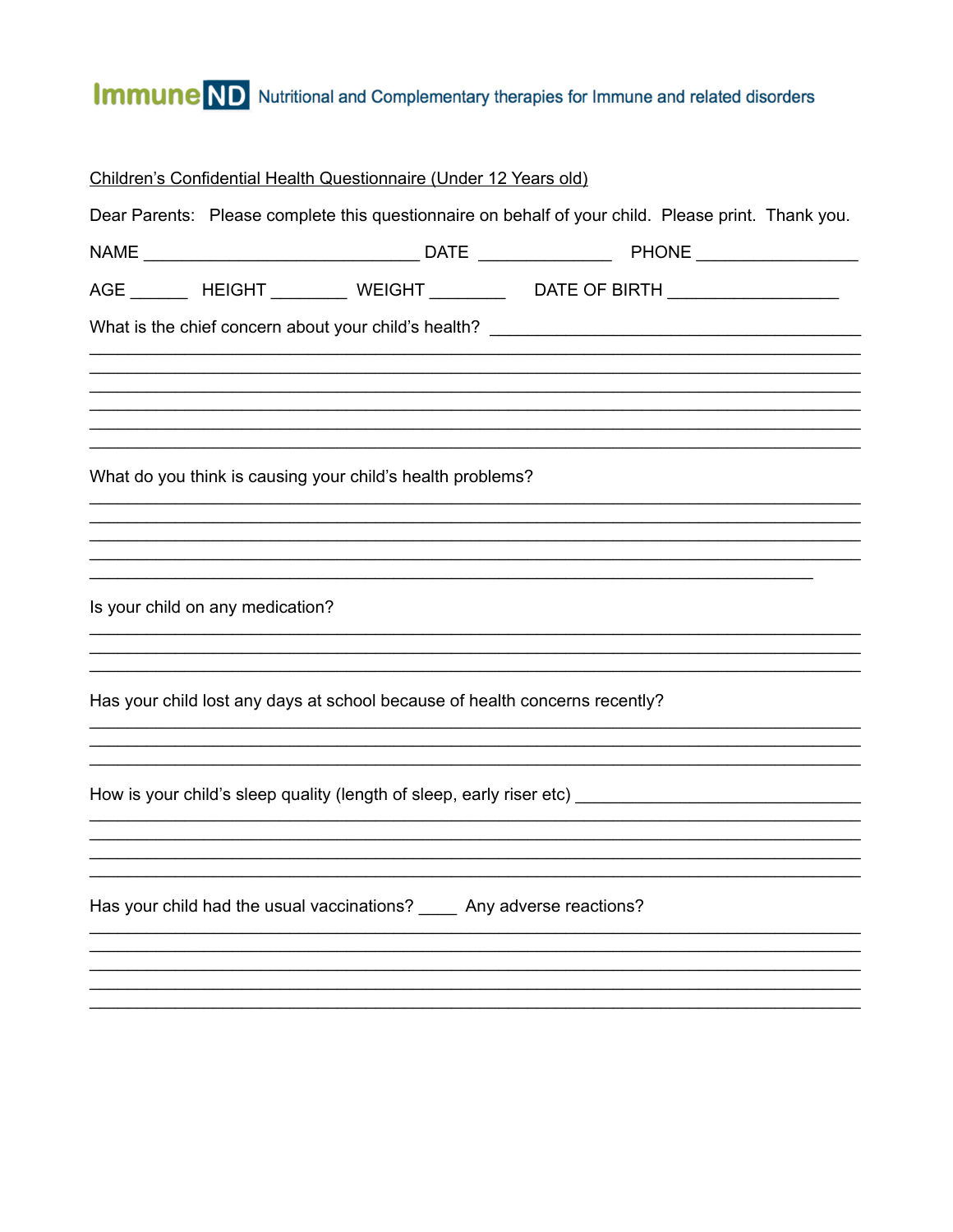ImmuneND Nutritional and Complementary therapies for Immune and related disorders

Children's Confidential Health Questionnaire (Under 12 Years old)

Dear Parents: Please complete this questionnaire on behalf of your child. Please print. Thank you.

NAME ______________________________ DATE ______________ PHONE ________________

AGE ______ HEIGHT ________ WEIGHT ________ DATE OF BIRTH _________________

What is the chief concern about your child's health? ________________________________________

_____________________________________________________________________________________

_____________________________________________________________________________________

_____________________________________________________________________________________

_____________________________________________________________________________________

_____________________________________________________________________________________

_____________________________________________________________________________________

What do you think is causing your child's health problems?

_____________________________________________________________________________________

_____________________________________________________________________________________

_____________________________________________________________________________________

_____________________________________________________________________________________

_____________________________________________________________________________________

Is your child on any medication?

_____________________________________________________________________________________

_____________________________________________________________________________________

_____________________________________________________________________________________

Has your child lost any days at school because of health concerns recently?

_____________________________________________________________________________________

_____________________________________________________________________________________

_____________________________________________________________________________________

How is your child's sleep quality (length of sleep, early riser etc) ______________________________

_____________________________________________________________________________________

_____________________________________________________________________________________

_____________________________________________________________________________________

_____________________________________________________________________________________

Has your child had the usual vaccinations? ____ Any adverse reactions?

_____________________________________________________________________________________

_____________________________________________________________________________________

_____________________________________________________________________________________

_____________________________________________________________________________________

_____________________________________________________________________________________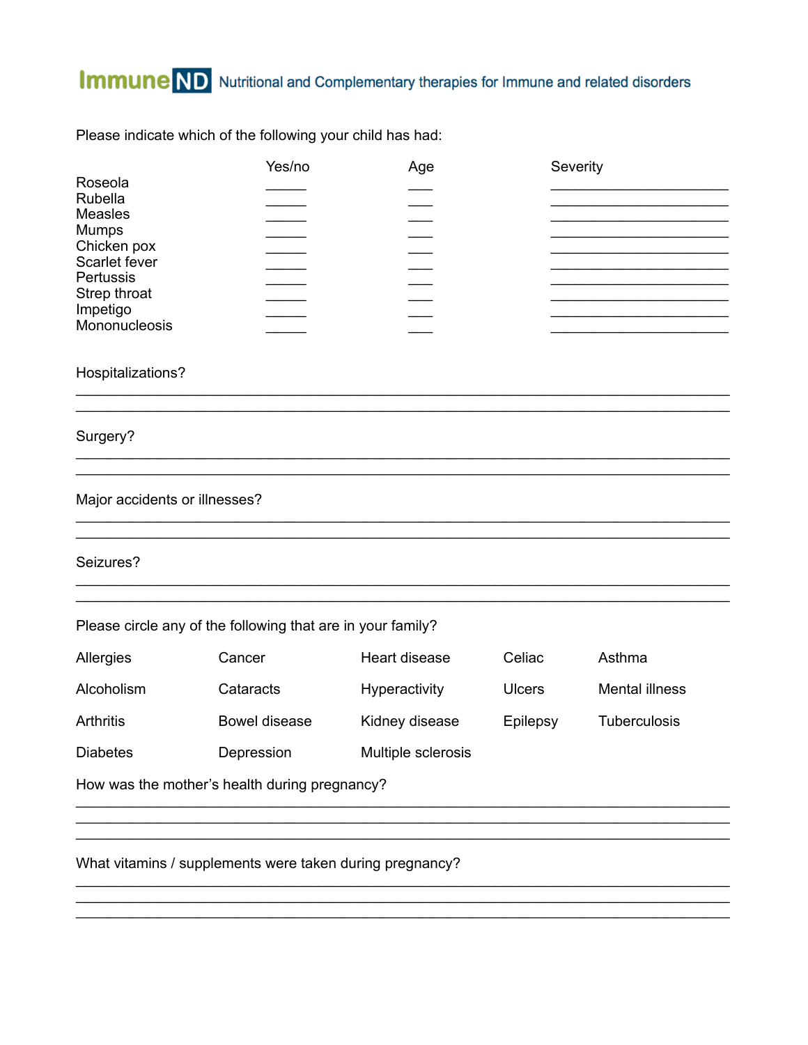ImmuneND Nutritional and Complementary therapies for Immune and related disorders

Please indicate which of the following your child has had:

| | Yes/no | Age | Severity |
|---|---|---|---|
| Roseola | _____ | ___ | _____________________ |
| Rubella | _____ | ___ | _____________________ |
| Measles | _____ | ___ | _____________________ |
| Mumps | _____ | ___ | _____________________ |
| Chicken pox | _____ | ___ | _____________________ |
| Scarlet fever | _____ | ___ | _____________________ |
| Pertussis | _____ | ___ | _____________________ |
| Strep throat | _____ | ___ | _____________________ |
| Impetigo | _____ | ___ | _____________________ |
| Mononucleosis | _____ | ___ | _____________________ |

Hospitalizations?

_______________________________________________________________________________

_______________________________________________________________________________

Surgery?

_______________________________________________________________________________

_______________________________________________________________________________

Major accidents or illnesses?

_______________________________________________________________________________

_______________________________________________________________________________

Seizures?

_______________________________________________________________________________

_______________________________________________________________________________

Please circle any of the following that are in your family?

| | | | | |
|---|---|---|---|---|
| Allergies | Cancer | Heart disease | Celiac | Asthma |
| Alcoholism | Cataracts | Hyperactivity | Ulcers | Mental illness |
| Arthritis | Bowel disease | Kidney disease | Epilepsy | Tuberculosis |
| Diabetes | Depression | Multiple sclerosis | | |

How was the mother's health during pregnancy?

_______________________________________________________________________________

_______________________________________________________________________________

_______________________________________________________________________________

What vitamins / supplements were taken during pregnancy?

_______________________________________________________________________________

_______________________________________________________________________________

_______________________________________________________________________________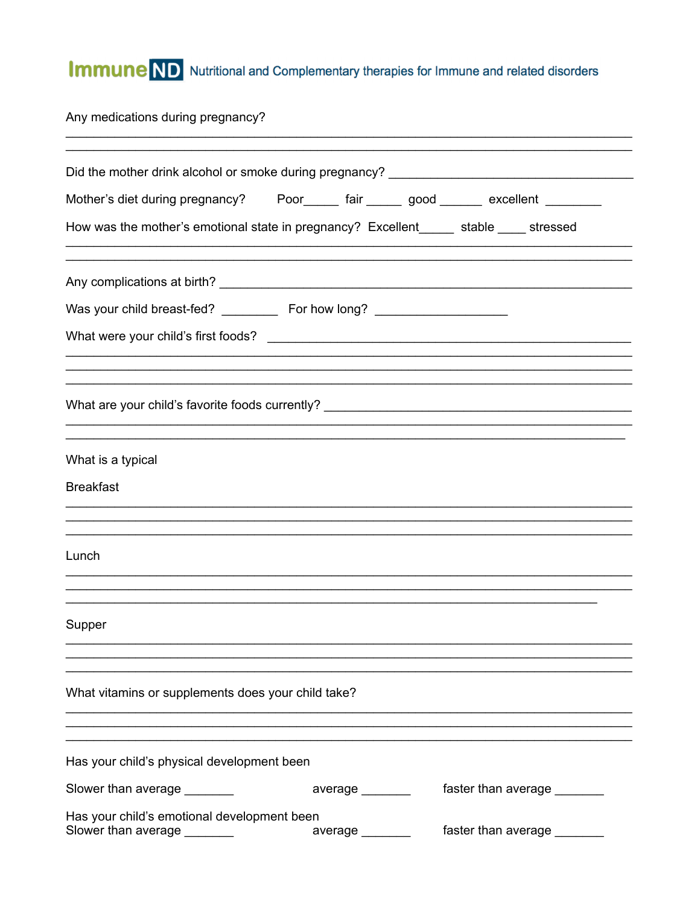Any medications during pregnancy?

______________________________________________________________________________

______________________________________________________________________________

Did the mother drink alcohol or smoke during pregnancy? ______________________________

Mother's diet during pregnancy? Poor_____ fair _____ good ______ excellent ________

How was the mother's emotional state in pregnancy? Excellent_____ stable ____ stressed

______________________________________________________________________________

______________________________________________________________________________

Any complications at birth? ____________________________________________________

Was your child breast-fed? ________ For how long? ___________________

What were your child's first foods? ______________________________________________

______________________________________________________________________________

______________________________________________________________________________

______________________________________________________________________________

What are your child's favorite foods currently? _____________________________________

______________________________________________________________________________

______________________________________________________________________________

What is a typical

Breakfast

______________________________________________________________________________

______________________________________________________________________________

______________________________________________________________________________

Lunch

______________________________________________________________________________

______________________________________________________________________________

______________________________________________________________________________

Supper

______________________________________________________________________________

______________________________________________________________________________

______________________________________________________________________________

What vitamins or supplements does your child take?

______________________________________________________________________________

______________________________________________________________________________

______________________________________________________________________________

Has your child's physical development been

Slower than average _______ average _______ faster than average _______

Has your child's emotional development been

Slower than average _______ average _______ faster than average _______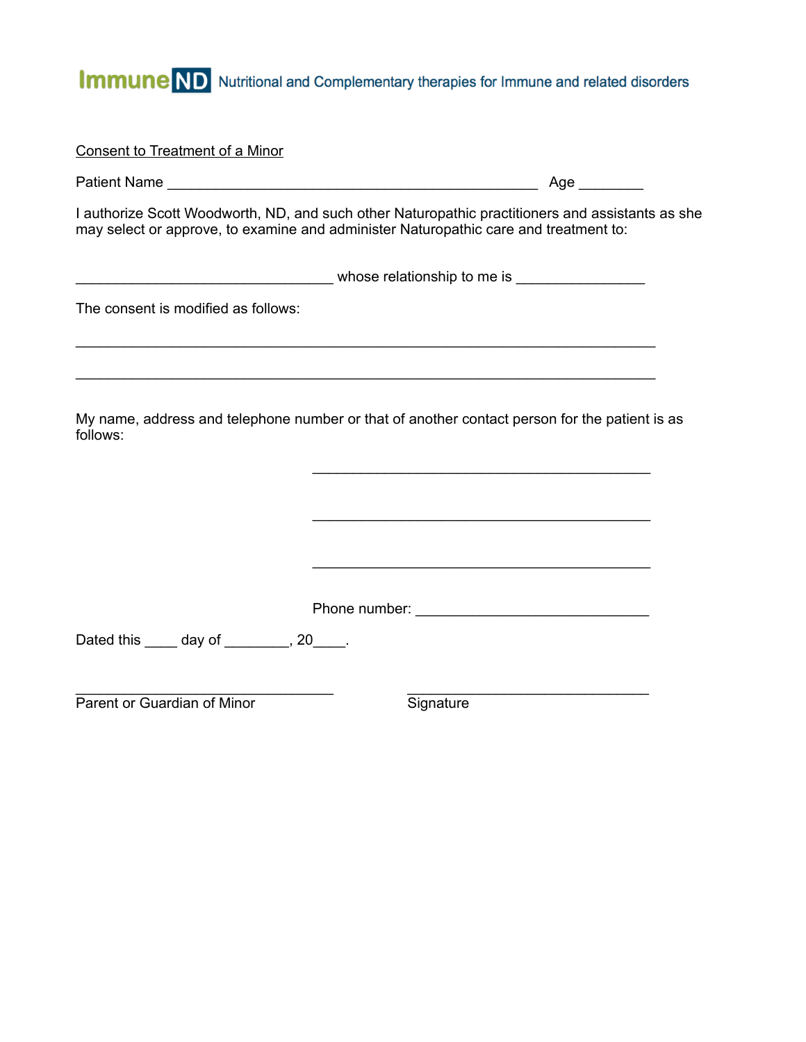**ImmuneND** Nutritional and Complementary therapies for Immune and related disorders

Consent to Treatment of a Minor

Patient Name _______________________________________________ Age ________

I authorize Scott Woodworth, ND, and such other Naturopathic practitioners and assistants as she may select or approve, to examine and administer Naturopathic care and treatment to:

_________________________________ whose relationship to me is ________________

The consent is modified as follows:

___________________________________________________________________________

___________________________________________________________________________

My name, address and telephone number or that of another contact person for the patient is as follows:

___________________________________________

___________________________________________

___________________________________________

Phone number: ______________________________

Dated this ____ day of ________, 20____.

_________________________________ Parent or Guardian of Minor

_______________________________ Signature